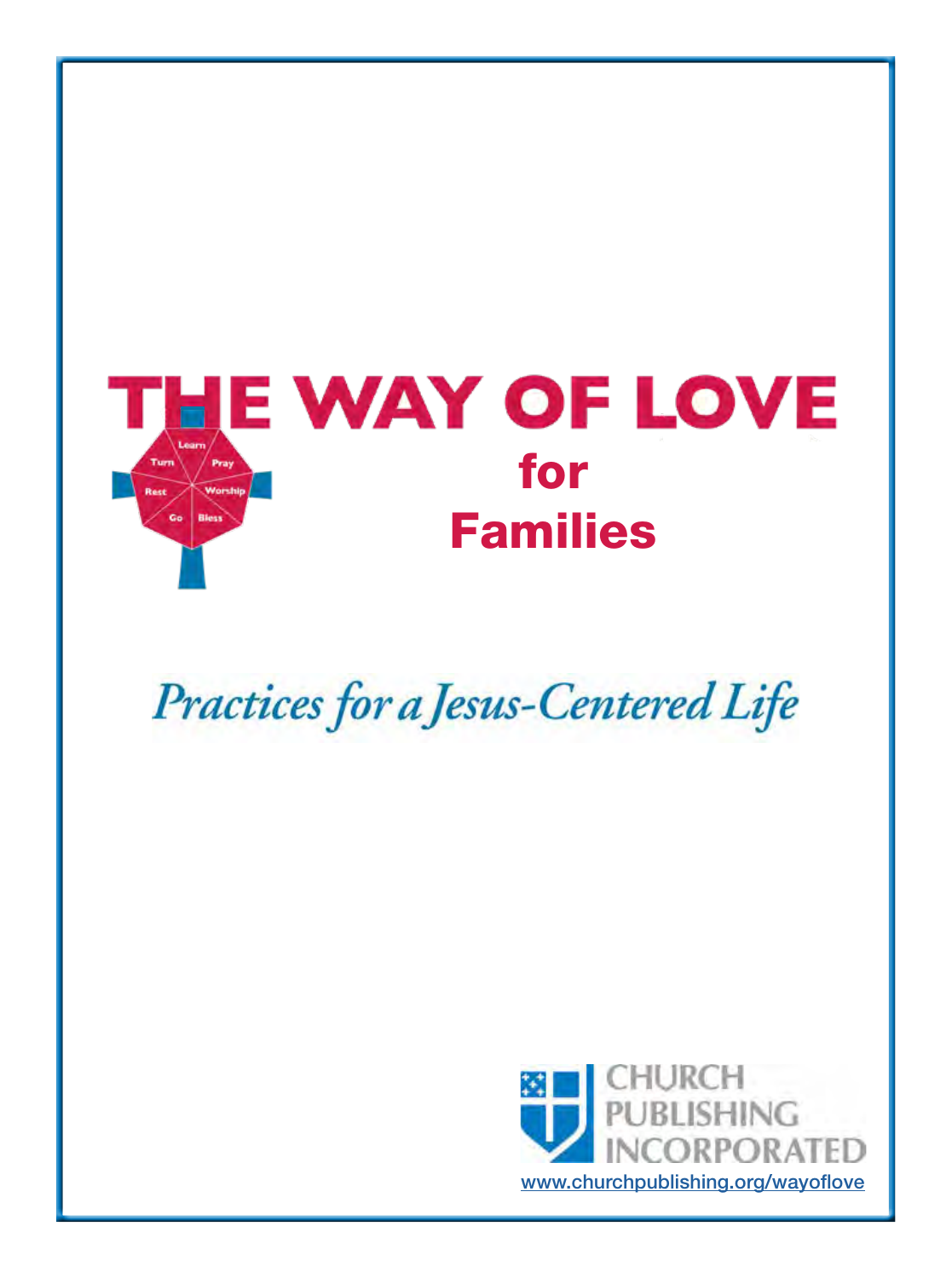# THE WAY OF LOVE

## for Families

Learn · Pray · Worship · Bless · Go · Rest · Turn

*Practices for a Jesus-Centered Life*

CHURCH PUBLISHING INCORPORATED

www.churchpublishing.org/wayoflove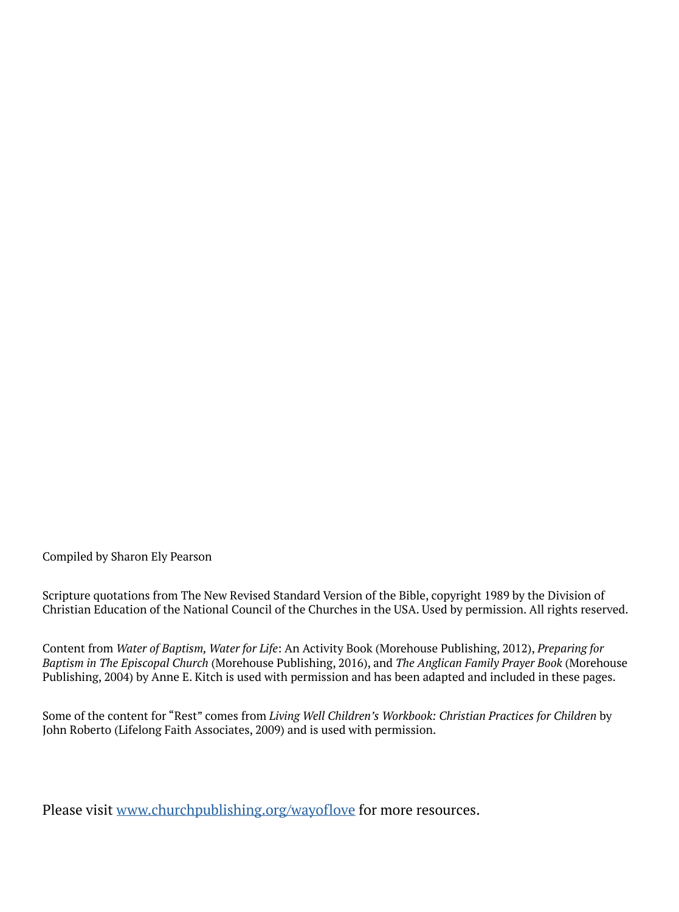Compiled by Sharon Ely Pearson

Scripture quotations from The New Revised Standard Version of the Bible, copyright 1989 by the Division of Christian Education of the National Council of the Churches in the USA. Used by permission. All rights reserved.

Content from *Water of Baptism, Water for Life*: An Activity Book (Morehouse Publishing, 2012), *Preparing for Baptism in The Episcopal Church* (Morehouse Publishing, 2016), and *The Anglican Family Prayer Book* (Morehouse Publishing, 2004) by Anne E. Kitch is used with permission and has been adapted and included in these pages.

Some of the content for "Rest" comes from *Living Well Children's Workbook: Christian Practices for Children* by John Roberto (Lifelong Faith Associates, 2009) and is used with permission.

Please visit [www.churchpublishing.org/wayoflove](http://www.churchpublishing.org/wayoflove) for more resources.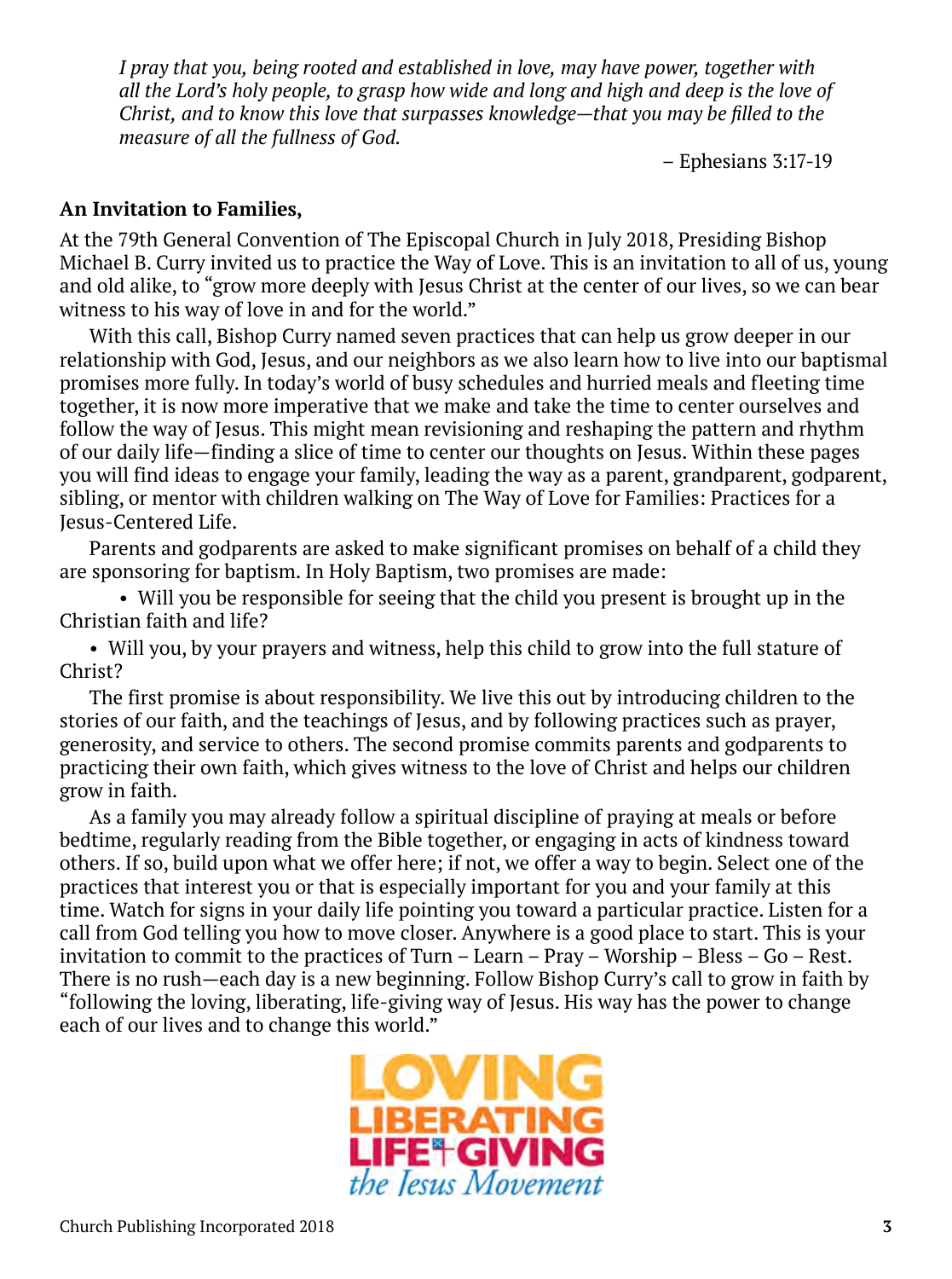*I pray that you, being rooted and established in love, may have power, together with all the Lord's holy people, to grasp how wide and long and high and deep is the love of Christ, and to know this love that surpasses knowledge—that you may be filled to the measure of all the fullness of God.*

– Ephesians 3:17-19

**An Invitation to Families,**

At the 79th General Convention of The Episcopal Church in July 2018, Presiding Bishop Michael B. Curry invited us to practice the Way of Love. This is an invitation to all of us, young and old alike, to "grow more deeply with Jesus Christ at the center of our lives, so we can bear witness to his way of love in and for the world."

With this call, Bishop Curry named seven practices that can help us grow deeper in our relationship with God, Jesus, and our neighbors as we also learn how to live into our baptismal promises more fully. In today's world of busy schedules and hurried meals and fleeting time together, it is now more imperative that we make and take the time to center ourselves and follow the way of Jesus. This might mean revisioning and reshaping the pattern and rhythm of our daily life—finding a slice of time to center our thoughts on Jesus. Within these pages you will find ideas to engage your family, leading the way as a parent, grandparent, godparent, sibling, or mentor with children walking on The Way of Love for Families: Practices for a Jesus-Centered Life.

Parents and godparents are asked to make significant promises on behalf of a child they are sponsoring for baptism. In Holy Baptism, two promises are made:

- Will you be responsible for seeing that the child you present is brought up in the Christian faith and life?
- Will you, by your prayers and witness, help this child to grow into the full stature of Christ?

The first promise is about responsibility. We live this out by introducing children to the stories of our faith, and the teachings of Jesus, and by following practices such as prayer, generosity, and service to others. The second promise commits parents and godparents to practicing their own faith, which gives witness to the love of Christ and helps our children grow in faith.

As a family you may already follow a spiritual discipline of praying at meals or before bedtime, regularly reading from the Bible together, or engaging in acts of kindness toward others. If so, build upon what we offer here; if not, we offer a way to begin. Select one of the practices that interest you or that is especially important for you and your family at this time. Watch for signs in your daily life pointing you toward a particular practice. Listen for a call from God telling you how to move closer. Anywhere is a good place to start. This is your invitation to commit to the practices of Turn – Learn – Pray – Worship – Bless – Go – Rest. There is no rush—each day is a new beginning. Follow Bishop Curry's call to grow in faith by "following the loving, liberating, life-giving way of Jesus. His way has the power to change each of our lives and to change this world."

LOVING
LIBERATING
LIFE-GIVING
*the Jesus Movement*

Church Publishing Incorporated 2018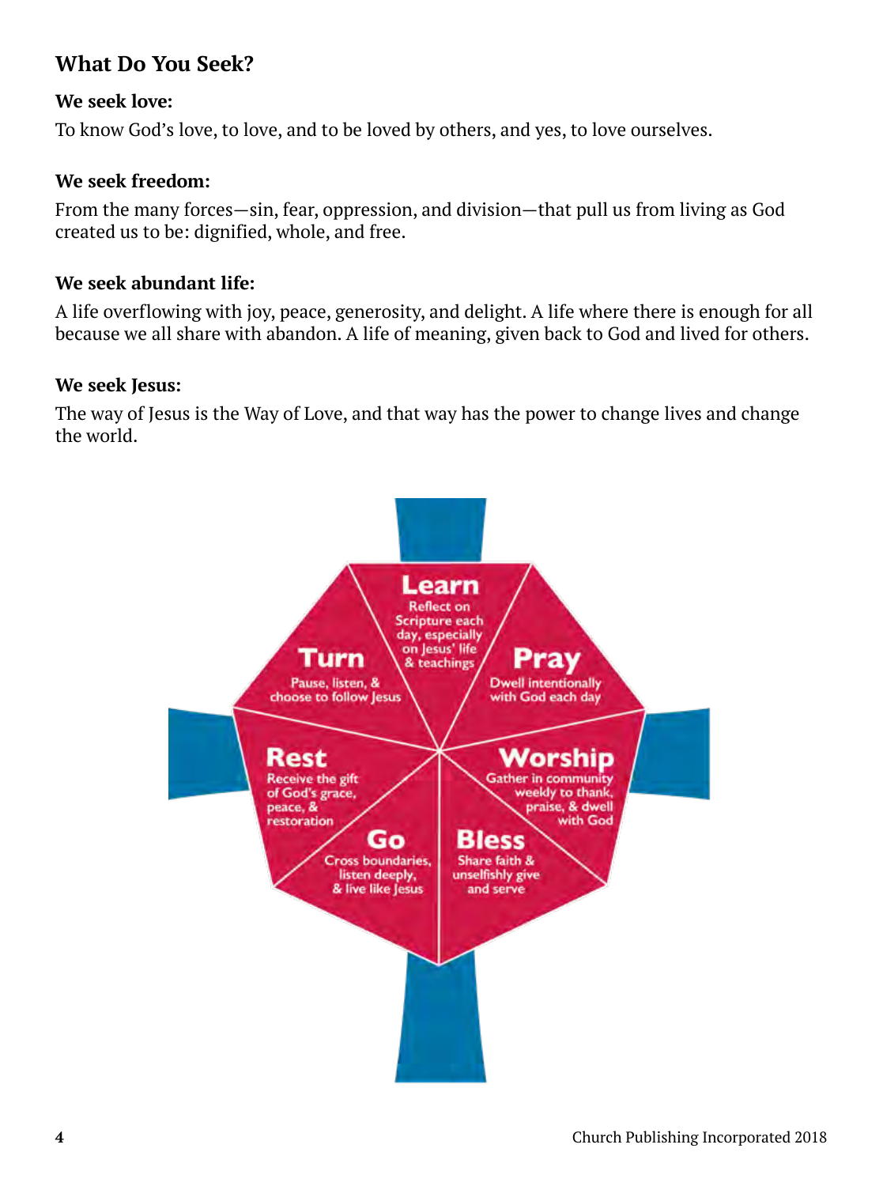## What Do You Seek?

**We seek love:**

To know God’s love, to love, and to be loved by others, and yes, to love ourselves.

**We seek freedom:**

From the many forces—sin, fear, oppression, and division—that pull us from living as God created us to be: dignified, whole, and free.

**We seek abundant life:**

A life overflowing with joy, peace, generosity, and delight. A life where there is enough for all because we all share with abandon. A life of meaning, given back to God and lived for others.

**We seek Jesus:**

The way of Jesus is the Way of Love, and that way has the power to change lives and change the world.

**Turn**
Pause, listen, & choose to follow Jesus

**Learn**
Reflect on Scripture each day, especially on Jesus' life & teachings

**Pray**
Dwell intentionally with God each day

**Worship**
Gather in community weekly to thank, praise, & dwell with God

**Bless**
Share faith & unselfishly give and serve

**Go**
Cross boundaries, listen deeply, & live like Jesus

**Rest**
Receive the gift of God's grace, peace, & restoration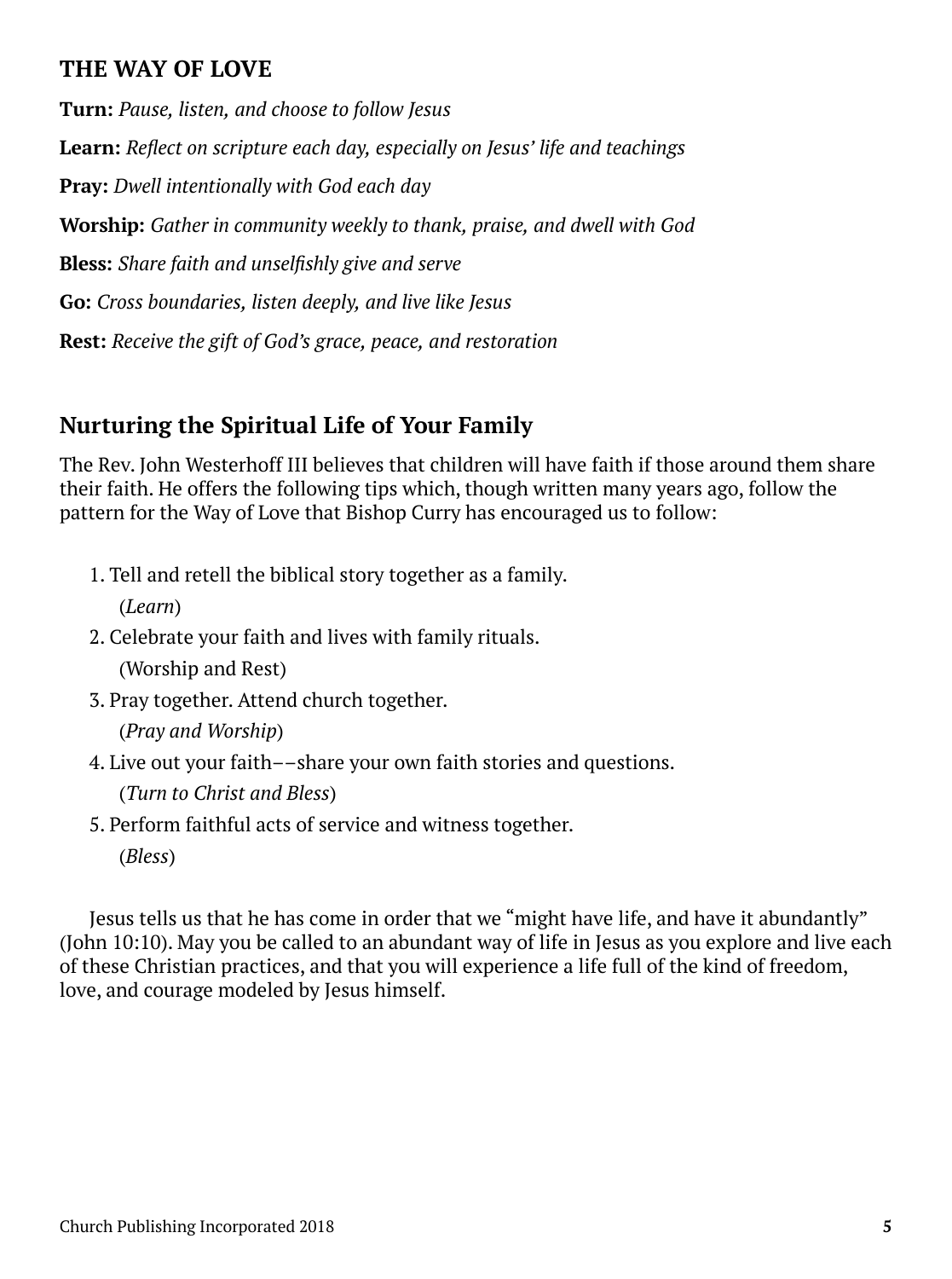## THE WAY OF LOVE

**Turn:** *Pause, listen, and choose to follow Jesus*

**Learn:** *Reflect on scripture each day, especially on Jesus' life and teachings*

**Pray:** *Dwell intentionally with God each day*

**Worship:** *Gather in community weekly to thank, praise, and dwell with God*

**Bless:** *Share faith and unselfishly give and serve*

**Go:** *Cross boundaries, listen deeply, and live like Jesus*

**Rest:** *Receive the gift of God's grace, peace, and restoration*

## Nurturing the Spiritual Life of Your Family

The Rev. John Westerhoff III believes that children will have faith if those around them share their faith. He offers the following tips which, though written many years ago, follow the pattern for the Way of Love that Bishop Curry has encouraged us to follow:

1. Tell and retell the biblical story together as a family.
   (*Learn*)
2. Celebrate your faith and lives with family rituals.
   (Worship and Rest)
3. Pray together. Attend church together.
   (*Pray and Worship*)
4. Live out your faith––share your own faith stories and questions.
   (*Turn to Christ and Bless*)
5. Perform faithful acts of service and witness together.
   (*Bless*)

Jesus tells us that he has come in order that we "might have life, and have it abundantly" (John 10:10). May you be called to an abundant way of life in Jesus as you explore and live each of these Christian practices, and that you will experience a life full of the kind of freedom, love, and courage modeled by Jesus himself.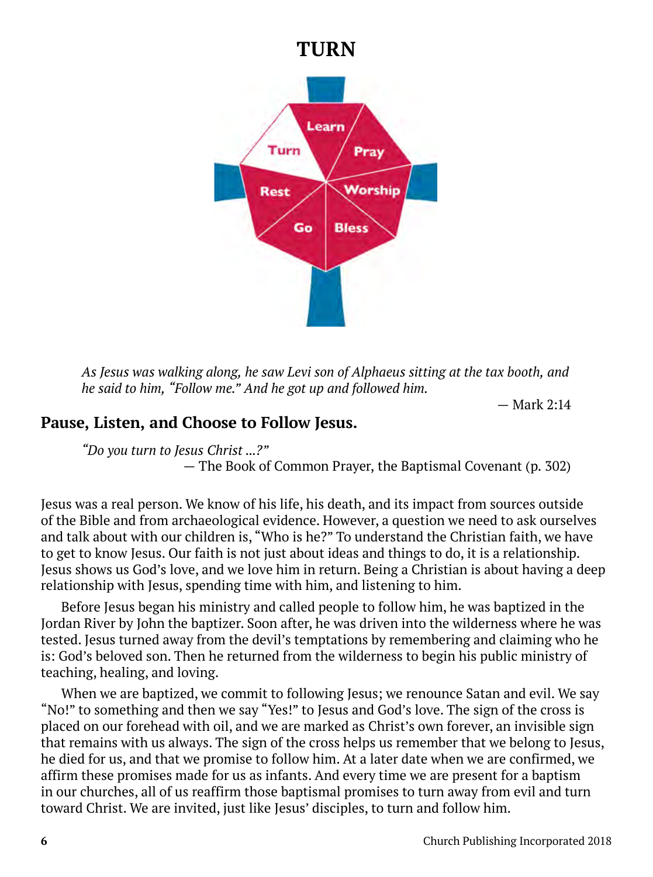# TURN

> *As Jesus was walking along, he saw Levi son of Alphaeus sitting at the tax booth, and he said to him, "Follow me." And he got up and followed him.*
>
> — Mark 2:14

## Pause, Listen, and Choose to Follow Jesus.

> *"Do you turn to Jesus Christ ...?"*
>
> — The Book of Common Prayer, the Baptismal Covenant (p. 302)

Jesus was a real person. We know of his life, his death, and its impact from sources outside of the Bible and from archaeological evidence. However, a question we need to ask ourselves and talk about with our children is, "Who is he?" To understand the Christian faith, we have to get to know Jesus. Our faith is not just about ideas and things to do, it is a relationship. Jesus shows us God's love, and we love him in return. Being a Christian is about having a deep relationship with Jesus, spending time with him, and listening to him.

Before Jesus began his ministry and called people to follow him, he was baptized in the Jordan River by John the baptizer. Soon after, he was driven into the wilderness where he was tested. Jesus turned away from the devil's temptations by remembering and claiming who he is: God's beloved son. Then he returned from the wilderness to begin his public ministry of teaching, healing, and loving.

When we are baptized, we commit to following Jesus; we renounce Satan and evil. We say "No!" to something and then we say "Yes!" to Jesus and God's love. The sign of the cross is placed on our forehead with oil, and we are marked as Christ's own forever, an invisible sign that remains with us always. The sign of the cross helps us remember that we belong to Jesus, he died for us, and that we promise to follow him. At a later date when we are confirmed, we affirm these promises made for us as infants. And every time we are present for a baptism in our churches, all of us reaffirm those baptismal promises to turn away from evil and turn toward Christ. We are invited, just like Jesus' disciples, to turn and follow him.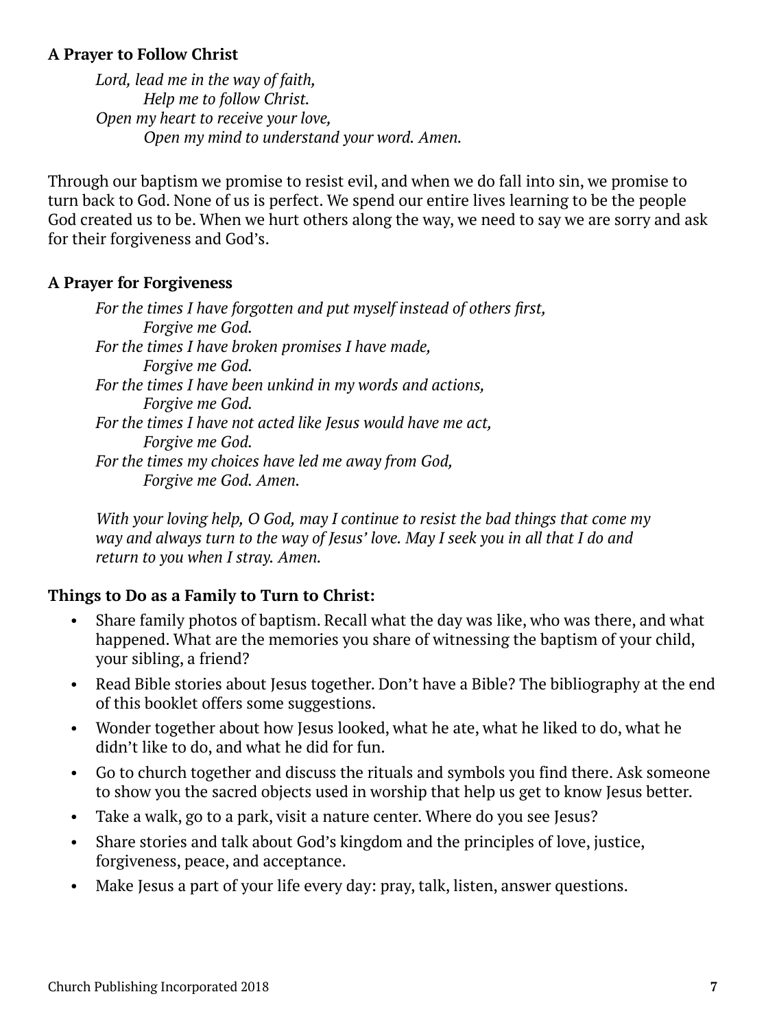**A Prayer to Follow Christ**

*Lord, lead me in the way of faith,*
*Help me to follow Christ.*
*Open my heart to receive your love,*
*Open my mind to understand your word. Amen.*

Through our baptism we promise to resist evil, and when we do fall into sin, we promise to turn back to God. None of us is perfect. We spend our entire lives learning to be the people God created us to be. When we hurt others along the way, we need to say we are sorry and ask for their forgiveness and God's.

**A Prayer for Forgiveness**

*For the times I have forgotten and put myself instead of others first,*
*Forgive me God.*
*For the times I have broken promises I have made,*
*Forgive me God.*
*For the times I have been unkind in my words and actions,*
*Forgive me God.*
*For the times I have not acted like Jesus would have me act,*
*Forgive me God.*
*For the times my choices have led me away from God,*
*Forgive me God. Amen.*

*With your loving help, O God, may I continue to resist the bad things that come my way and always turn to the way of Jesus' love. May I seek you in all that I do and return to you when I stray. Amen.*

**Things to Do as a Family to Turn to Christ:**

- Share family photos of baptism. Recall what the day was like, who was there, and what happened. What are the memories you share of witnessing the baptism of your child, your sibling, a friend?
- Read Bible stories about Jesus together. Don't have a Bible? The bibliography at the end of this booklet offers some suggestions.
- Wonder together about how Jesus looked, what he ate, what he liked to do, what he didn't like to do, and what he did for fun.
- Go to church together and discuss the rituals and symbols you find there. Ask someone to show you the sacred objects used in worship that help us get to know Jesus better.
- Take a walk, go to a park, visit a nature center. Where do you see Jesus?
- Share stories and talk about God's kingdom and the principles of love, justice, forgiveness, peace, and acceptance.
- Make Jesus a part of your life every day: pray, talk, listen, answer questions.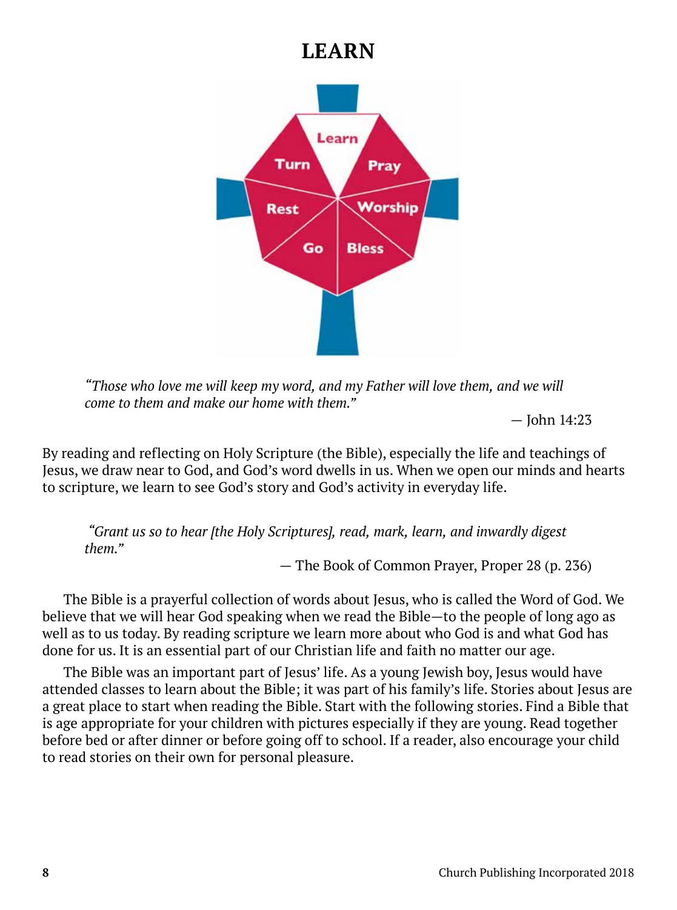# LEARN

*"Those who love me will keep my word, and my Father will love them, and we will come to them and make our home with them."*

— John 14:23

By reading and reflecting on Holy Scripture (the Bible), especially the life and teachings of Jesus, we draw near to God, and God's word dwells in us. When we open our minds and hearts to scripture, we learn to see God's story and God's activity in everyday life.

*"Grant us so to hear [the Holy Scriptures], read, mark, learn, and inwardly digest them."*

— The Book of Common Prayer, Proper 28 (p. 236)

The Bible is a prayerful collection of words about Jesus, who is called the Word of God. We believe that we will hear God speaking when we read the Bible—to the people of long ago as well as to us today. By reading scripture we learn more about who God is and what God has done for us. It is an essential part of our Christian life and faith no matter our age.

The Bible was an important part of Jesus' life. As a young Jewish boy, Jesus would have attended classes to learn about the Bible; it was part of his family's life. Stories about Jesus are a great place to start when reading the Bible. Start with the following stories. Find a Bible that is age appropriate for your children with pictures especially if they are young. Read together before bed or after dinner or before going off to school. If a reader, also encourage your child to read stories on their own for personal pleasure.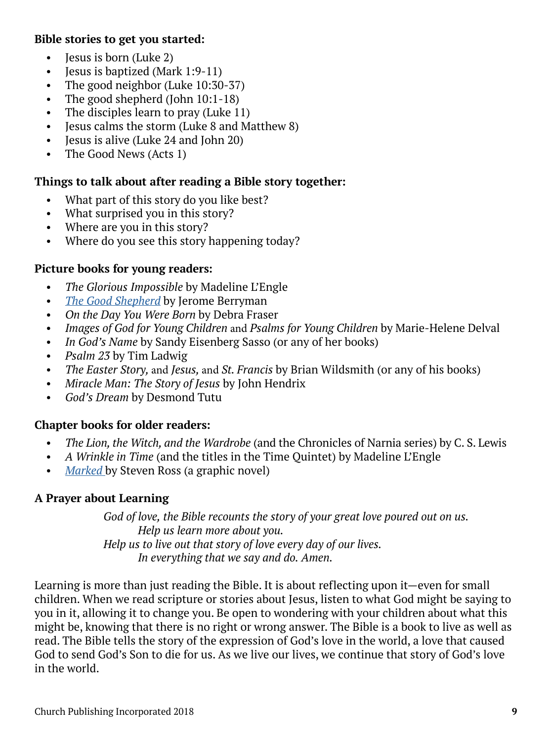**Bible stories to get you started:**

- Jesus is born (Luke 2)
- Jesus is baptized (Mark 1:9-11)
- The good neighbor (Luke 10:30-37)
- The good shepherd (John 10:1-18)
- The disciples learn to pray (Luke 11)
- Jesus calms the storm (Luke 8 and Matthew 8)
- Jesus is alive (Luke 24 and John 20)
- The Good News (Acts 1)

**Things to talk about after reading a Bible story together:**

- What part of this story do you like best?
- What surprised you in this story?
- Where are you in this story?
- Where do you see this story happening today?

**Picture books for young readers:**

- *The Glorious Impossible* by Madeline L'Engle
- *The Good Shepherd* by Jerome Berryman
- *On the Day You Were Born* by Debra Fraser
- *Images of God for Young Children* and *Psalms for Young Children* by Marie-Helene Delval
- *In God's Name* by Sandy Eisenberg Sasso (or any of her books)
- *Psalm 23* by Tim Ladwig
- *The Easter Story,* and *Jesus,* and *St. Francis* by Brian Wildsmith (or any of his books)
- *Miracle Man: The Story of Jesus* by John Hendrix
- *God's Dream* by Desmond Tutu

**Chapter books for older readers:**

- *The Lion, the Witch, and the Wardrobe* (and the Chronicles of Narnia series) by C. S. Lewis
- *A Wrinkle in Time* (and the titles in the Time Quintet) by Madeline L'Engle
- *Marked* by Steven Ross (a graphic novel)

**A Prayer about Learning**

*God of love, the Bible recounts the story of your great love poured out on us.*
*Help us learn more about you.*
*Help us to live out that story of love every day of our lives.*
*In everything that we say and do. Amen.*

Learning is more than just reading the Bible. It is about reflecting upon it—even for small children. When we read scripture or stories about Jesus, listen to what God might be saying to you in it, allowing it to change you. Be open to wondering with your children about what this might be, knowing that there is no right or wrong answer. The Bible is a book to live as well as read. The Bible tells the story of the expression of God's love in the world, a love that caused God to send God's Son to die for us. As we live our lives, we continue that story of God's love in the world.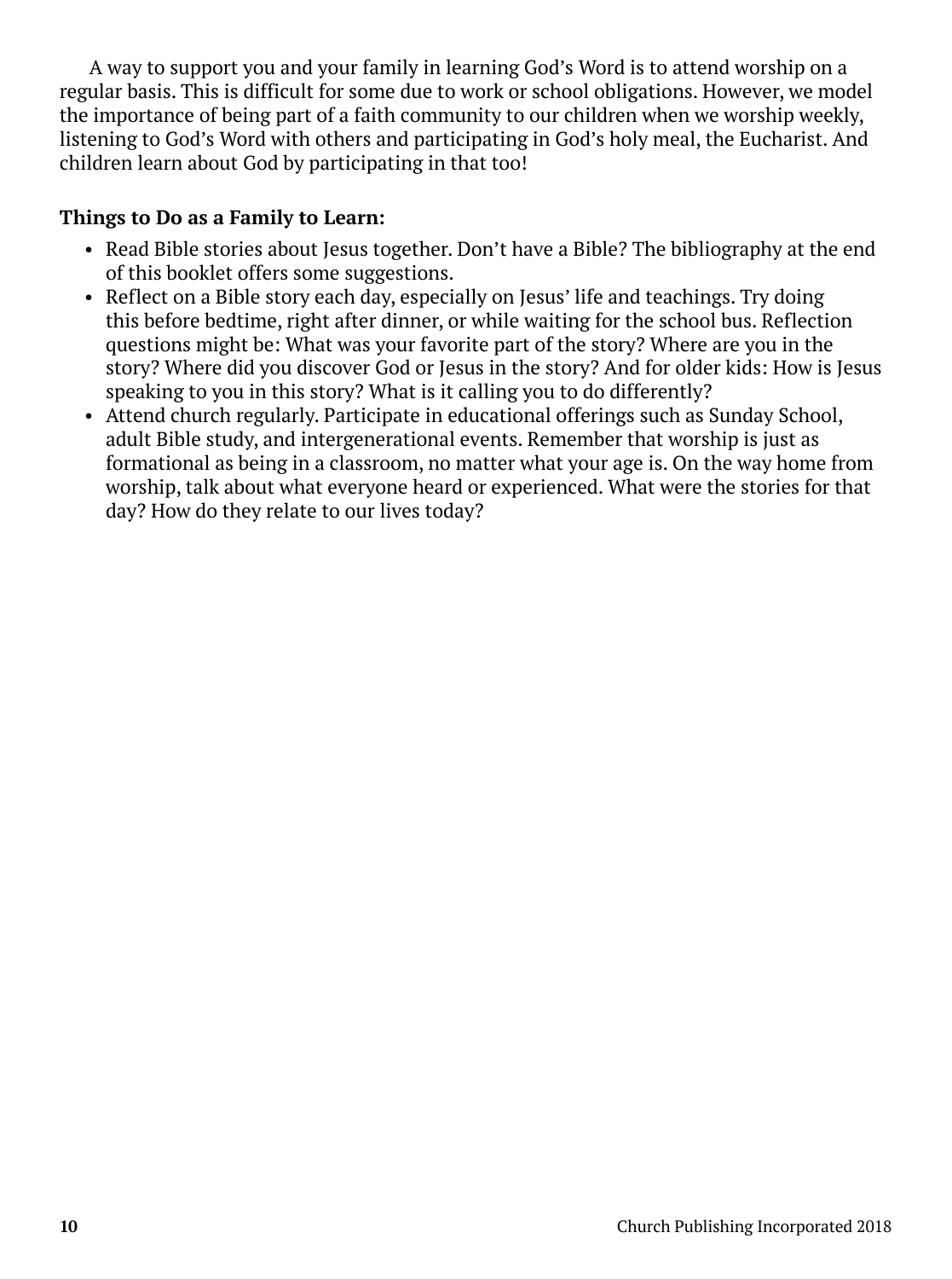A way to support you and your family in learning God's Word is to attend worship on a regular basis. This is difficult for some due to work or school obligations. However, we model the importance of being part of a faith community to our children when we worship weekly, listening to God's Word with others and participating in God's holy meal, the Eucharist. And children learn about God by participating in that too!

**Things to Do as a Family to Learn:**

- Read Bible stories about Jesus together. Don't have a Bible? The bibliography at the end of this booklet offers some suggestions.
- Reflect on a Bible story each day, especially on Jesus' life and teachings. Try doing this before bedtime, right after dinner, or while waiting for the school bus. Reflection questions might be: What was your favorite part of the story? Where are you in the story? Where did you discover God or Jesus in the story? And for older kids: How is Jesus speaking to you in this story? What is it calling you to do differently?
- Attend church regularly. Participate in educational offerings such as Sunday School, adult Bible study, and intergenerational events. Remember that worship is just as formational as being in a classroom, no matter what your age is. On the way home from worship, talk about what everyone heard or experienced. What were the stories for that day? How do they relate to our lives today?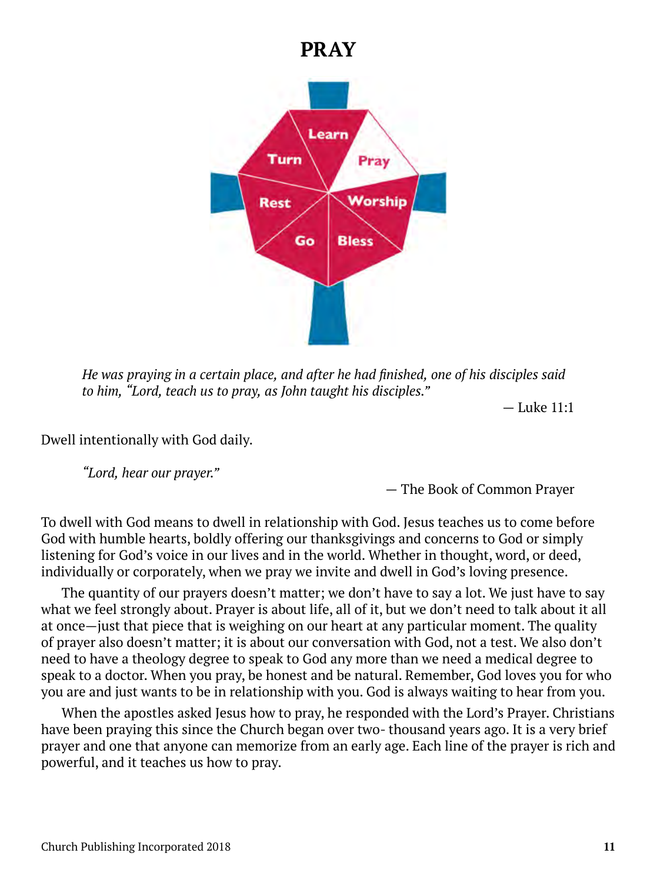# PRAY

*He was praying in a certain place, and after he had finished, one of his disciples said to him, "Lord, teach us to pray, as John taught his disciples."*

— Luke 11:1

Dwell intentionally with God daily.

*"Lord, hear our prayer."*

— The Book of Common Prayer

To dwell with God means to dwell in relationship with God. Jesus teaches us to come before God with humble hearts, boldly offering our thanksgivings and concerns to God or simply listening for God's voice in our lives and in the world. Whether in thought, word, or deed, individually or corporately, when we pray we invite and dwell in God's loving presence.

The quantity of our prayers doesn't matter; we don't have to say a lot. We just have to say what we feel strongly about. Prayer is about life, all of it, but we don't need to talk about it all at once—just that piece that is weighing on our heart at any particular moment. The quality of prayer also doesn't matter; it is about our conversation with God, not a test. We also don't need to have a theology degree to speak to God any more than we need a medical degree to speak to a doctor. When you pray, be honest and be natural. Remember, God loves you for who you are and just wants to be in relationship with you. God is always waiting to hear from you.

When the apostles asked Jesus how to pray, he responded with the Lord's Prayer. Christians have been praying this since the Church began over two- thousand years ago. It is a very brief prayer and one that anyone can memorize from an early age. Each line of the prayer is rich and powerful, and it teaches us how to pray.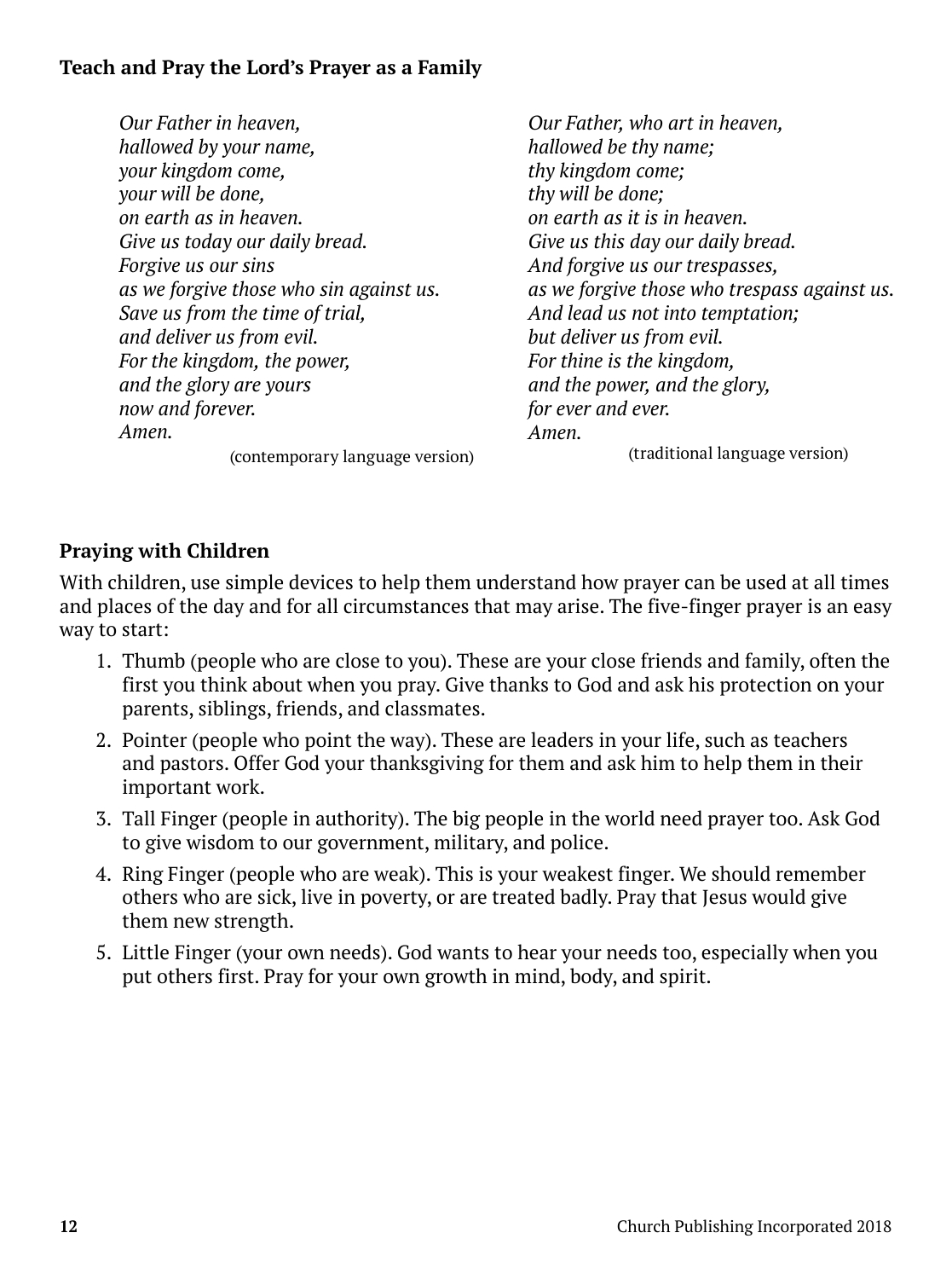**Teach and Pray the Lord's Prayer as a Family**

*Our Father in heaven,*
*hallowed by your name,*
*your kingdom come,*
*your will be done,*
*on earth as in heaven.*
*Give us today our daily bread.*
*Forgive us our sins*
*as we forgive those who sin against us.*
*Save us from the time of trial,*
*and deliver us from evil.*
*For the kingdom, the power,*
*and the glory are yours*
*now and forever.*
*Amen.*

(contemporary language version)

*Our Father, who art in heaven,*
*hallowed be thy name;*
*thy kingdom come;*
*thy will be done;*
*on earth as it is in heaven.*
*Give us this day our daily bread.*
*And forgive us our trespasses,*
*as we forgive those who trespass against us.*
*And lead us not into temptation;*
*but deliver us from evil.*
*For thine is the kingdom,*
*and the power, and the glory,*
*for ever and ever.*
*Amen.*

(traditional language version)

**Praying with Children**

With children, use simple devices to help them understand how prayer can be used at all times and places of the day and for all circumstances that may arise. The five-finger prayer is an easy way to start:

1. Thumb (people who are close to you). These are your close friends and family, often the first you think about when you pray. Give thanks to God and ask his protection on your parents, siblings, friends, and classmates.
2. Pointer (people who point the way). These are leaders in your life, such as teachers and pastors. Offer God your thanksgiving for them and ask him to help them in their important work.
3. Tall Finger (people in authority). The big people in the world need prayer too. Ask God to give wisdom to our government, military, and police.
4. Ring Finger (people who are weak). This is your weakest finger. We should remember others who are sick, live in poverty, or are treated badly. Pray that Jesus would give them new strength.
5. Little Finger (your own needs). God wants to hear your needs too, especially when you put others first. Pray for your own growth in mind, body, and spirit.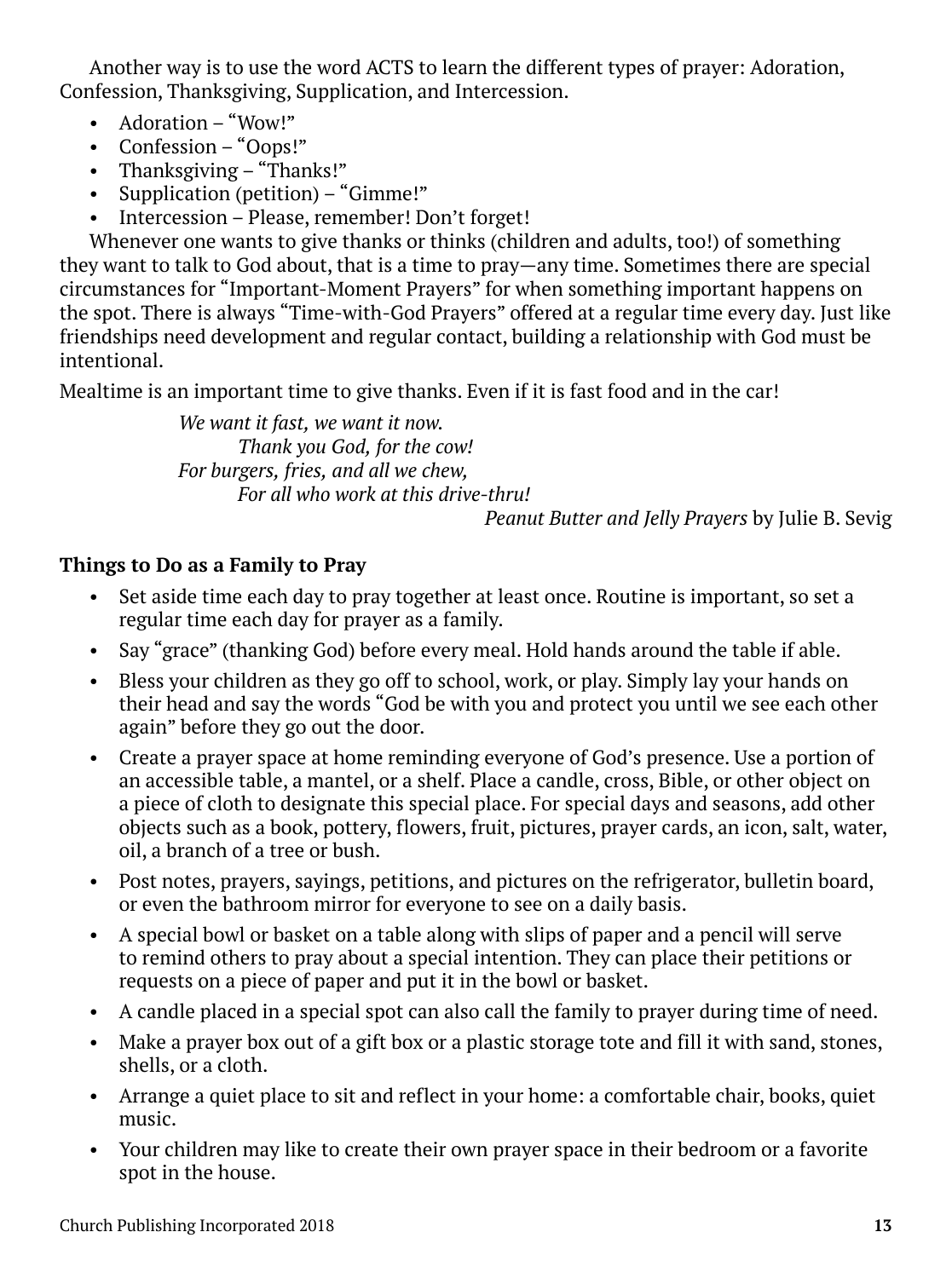Another way is to use the word ACTS to learn the different types of prayer: Adoration, Confession, Thanksgiving, Supplication, and Intercession.

- Adoration – "Wow!"
- Confession – "Oops!"
- Thanksgiving – "Thanks!"
- Supplication (petition) – "Gimme!"
- Intercession – Please, remember! Don't forget!

Whenever one wants to give thanks or thinks (children and adults, too!) of something they want to talk to God about, that is a time to pray—any time. Sometimes there are special circumstances for "Important-Moment Prayers" for when something important happens on the spot. There is always "Time-with-God Prayers" offered at a regular time every day. Just like friendships need development and regular contact, building a relationship with God must be intentional.

Mealtime is an important time to give thanks. Even if it is fast food and in the car!

*We want it fast, we want it now.*
*Thank you God, for the cow!*
*For burgers, fries, and all we chew,*
*For all who work at this drive-thru!*

*Peanut Butter and Jelly Prayers* by Julie B. Sevig

**Things to Do as a Family to Pray**

- Set aside time each day to pray together at least once. Routine is important, so set a regular time each day for prayer as a family.
- Say "grace" (thanking God) before every meal. Hold hands around the table if able.
- Bless your children as they go off to school, work, or play. Simply lay your hands on their head and say the words "God be with you and protect you until we see each other again" before they go out the door.
- Create a prayer space at home reminding everyone of God's presence. Use a portion of an accessible table, a mantel, or a shelf. Place a candle, cross, Bible, or other object on a piece of cloth to designate this special place. For special days and seasons, add other objects such as a book, pottery, flowers, fruit, pictures, prayer cards, an icon, salt, water, oil, a branch of a tree or bush.
- Post notes, prayers, sayings, petitions, and pictures on the refrigerator, bulletin board, or even the bathroom mirror for everyone to see on a daily basis.
- A special bowl or basket on a table along with slips of paper and a pencil will serve to remind others to pray about a special intention. They can place their petitions or requests on a piece of paper and put it in the bowl or basket.
- A candle placed in a special spot can also call the family to prayer during time of need.
- Make a prayer box out of a gift box or a plastic storage tote and fill it with sand, stones, shells, or a cloth.
- Arrange a quiet place to sit and reflect in your home: a comfortable chair, books, quiet music.
- Your children may like to create their own prayer space in their bedroom or a favorite spot in the house.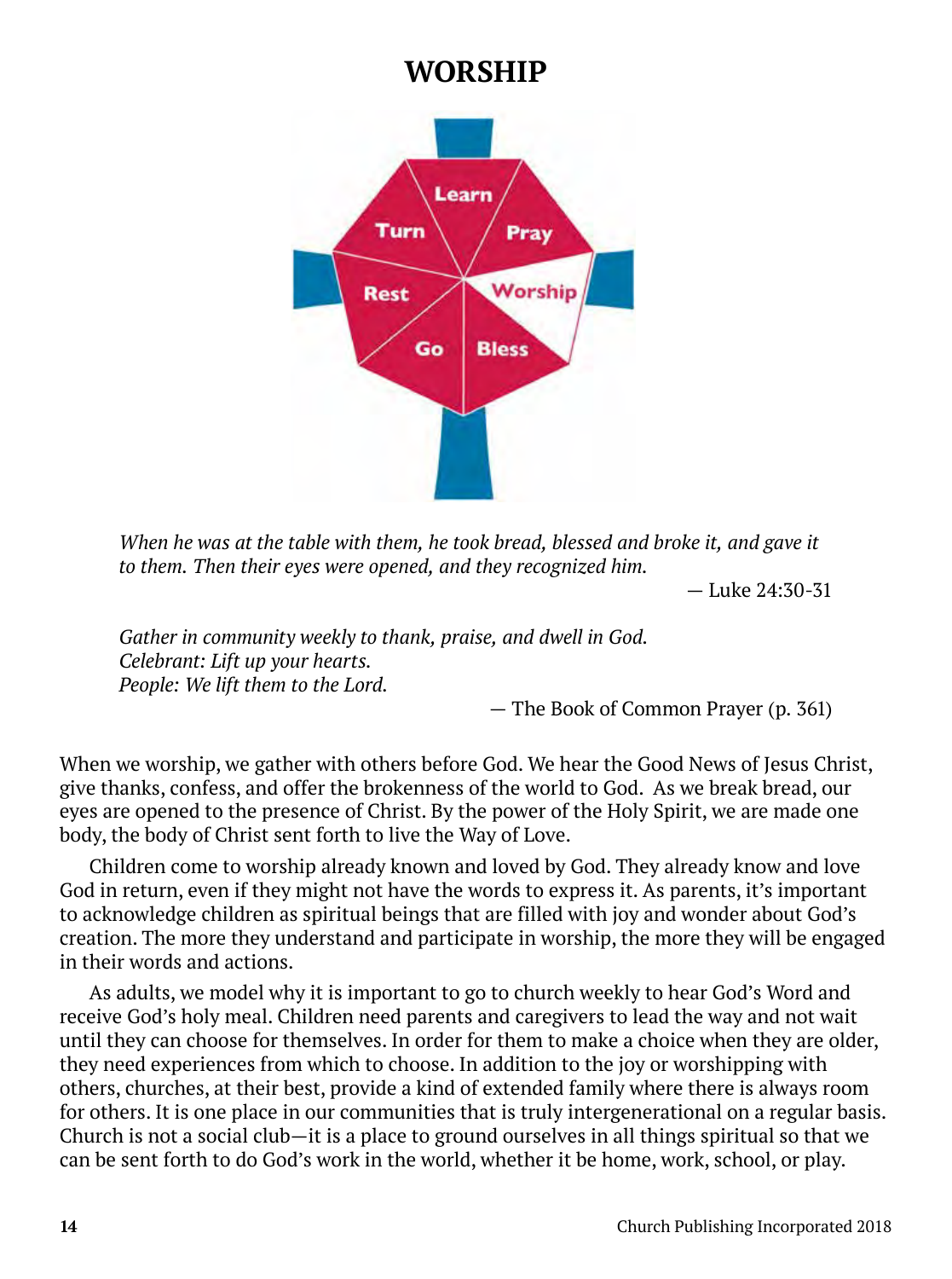# WORSHIP

*When he was at the table with them, he took bread, blessed and broke it, and gave it to them. Then their eyes were opened, and they recognized him.*

— Luke 24:30-31

*Gather in community weekly to thank, praise, and dwell in God.*
*Celebrant: Lift up your hearts.*
*People: We lift them to the Lord.*

— The Book of Common Prayer (p. 361)

When we worship, we gather with others before God. We hear the Good News of Jesus Christ, give thanks, confess, and offer the brokenness of the world to God. As we break bread, our eyes are opened to the presence of Christ. By the power of the Holy Spirit, we are made one body, the body of Christ sent forth to live the Way of Love.

Children come to worship already known and loved by God. They already know and love God in return, even if they might not have the words to express it. As parents, it's important to acknowledge children as spiritual beings that are filled with joy and wonder about God's creation. The more they understand and participate in worship, the more they will be engaged in their words and actions.

As adults, we model why it is important to go to church weekly to hear God's Word and receive God's holy meal. Children need parents and caregivers to lead the way and not wait until they can choose for themselves. In order for them to make a choice when they are older, they need experiences from which to choose. In addition to the joy or worshipping with others, churches, at their best, provide a kind of extended family where there is always room for others. It is one place in our communities that is truly intergenerational on a regular basis. Church is not a social club—it is a place to ground ourselves in all things spiritual so that we can be sent forth to do God's work in the world, whether it be home, work, school, or play.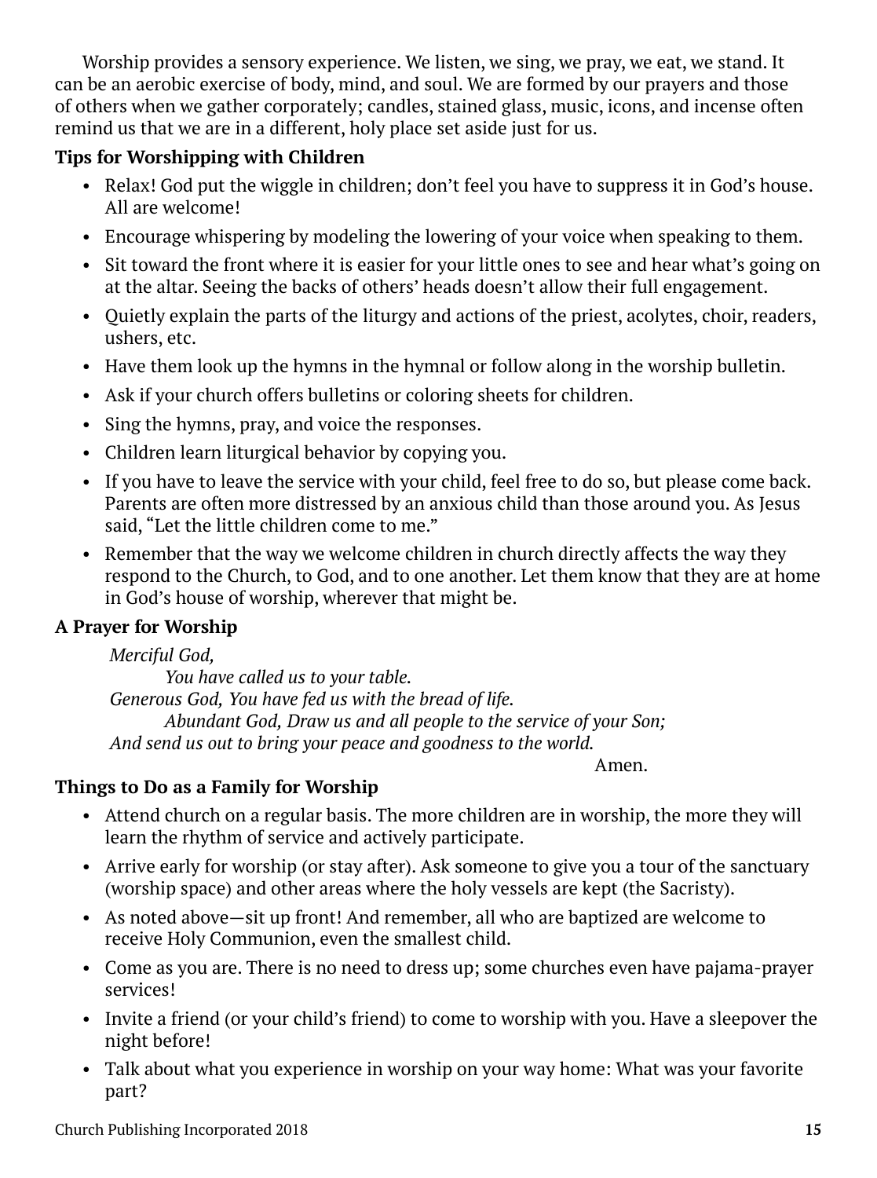Worship provides a sensory experience. We listen, we sing, we pray, we eat, we stand. It can be an aerobic exercise of body, mind, and soul. We are formed by our prayers and those of others when we gather corporately; candles, stained glass, music, icons, and incense often remind us that we are in a different, holy place set aside just for us.

**Tips for Worshipping with Children**

- Relax! God put the wiggle in children; don't feel you have to suppress it in God's house. All are welcome!
- Encourage whispering by modeling the lowering of your voice when speaking to them.
- Sit toward the front where it is easier for your little ones to see and hear what's going on at the altar. Seeing the backs of others' heads doesn't allow their full engagement.
- Quietly explain the parts of the liturgy and actions of the priest, acolytes, choir, readers, ushers, etc.
- Have them look up the hymns in the hymnal or follow along in the worship bulletin.
- Ask if your church offers bulletins or coloring sheets for children.
- Sing the hymns, pray, and voice the responses.
- Children learn liturgical behavior by copying you.
- If you have to leave the service with your child, feel free to do so, but please come back. Parents are often more distressed by an anxious child than those around you. As Jesus said, "Let the little children come to me."
- Remember that the way we welcome children in church directly affects the way they respond to the Church, to God, and to one another. Let them know that they are at home in God's house of worship, wherever that might be.

**A Prayer for Worship**

*Merciful God,*
*You have called us to your table.*
*Generous God, You have fed us with the bread of life.*
*Abundant God, Draw us and all people to the service of your Son;*
*And send us out to bring your peace and goodness to the world.*
Amen.

**Things to Do as a Family for Worship**

- Attend church on a regular basis. The more children are in worship, the more they will learn the rhythm of service and actively participate.
- Arrive early for worship (or stay after). Ask someone to give you a tour of the sanctuary (worship space) and other areas where the holy vessels are kept (the Sacristy).
- As noted above—sit up front! And remember, all who are baptized are welcome to receive Holy Communion, even the smallest child.
- Come as you are. There is no need to dress up; some churches even have pajama-prayer services!
- Invite a friend (or your child's friend) to come to worship with you. Have a sleepover the night before!
- Talk about what you experience in worship on your way home: What was your favorite part?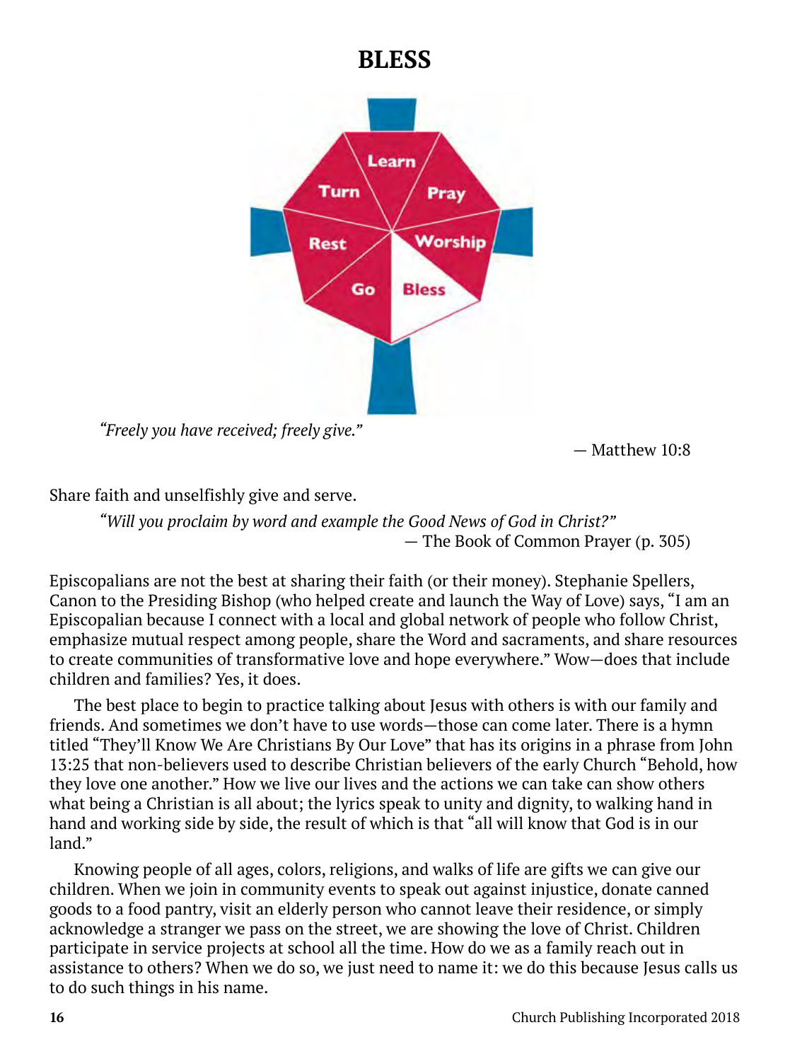# BLESS

*"Freely you have received; freely give."*

— Matthew 10:8

Share faith and unselfishly give and serve.

*"Will you proclaim by word and example the Good News of God in Christ?"*
— The Book of Common Prayer (p. 305)

Episcopalians are not the best at sharing their faith (or their money). Stephanie Spellers, Canon to the Presiding Bishop (who helped create and launch the Way of Love) says, "I am an Episcopalian because I connect with a local and global network of people who follow Christ, emphasize mutual respect among people, share the Word and sacraments, and share resources to create communities of transformative love and hope everywhere." Wow—does that include children and families? Yes, it does.

The best place to begin to practice talking about Jesus with others is with our family and friends. And sometimes we don't have to use words—those can come later. There is a hymn titled "They'll Know We Are Christians By Our Love" that has its origins in a phrase from John 13:25 that non-believers used to describe Christian believers of the early Church "Behold, how they love one another." How we live our lives and the actions we can take can show others what being a Christian is all about; the lyrics speak to unity and dignity, to walking hand in hand and working side by side, the result of which is that "all will know that God is in our land."

Knowing people of all ages, colors, religions, and walks of life are gifts we can give our children. When we join in community events to speak out against injustice, donate canned goods to a food pantry, visit an elderly person who cannot leave their residence, or simply acknowledge a stranger we pass on the street, we are showing the love of Christ. Children participate in service projects at school all the time. How do we as a family reach out in assistance to others? When we do so, we just need to name it: we do this because Jesus calls us to do such things in his name.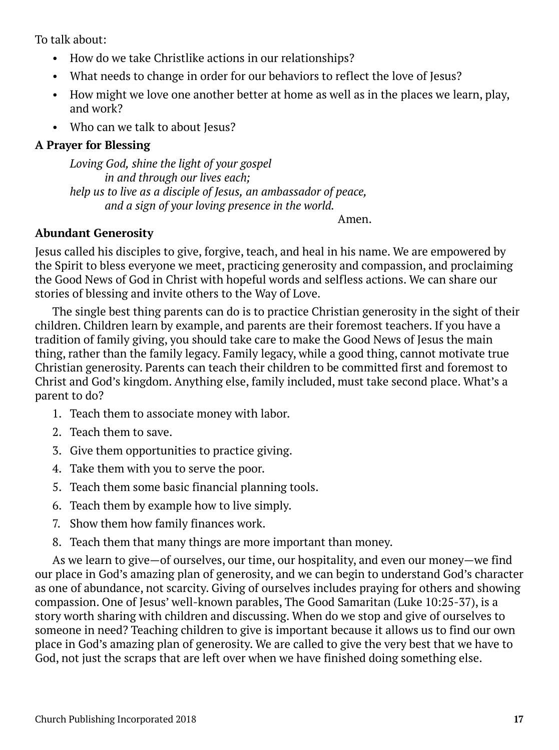To talk about:

- How do we take Christlike actions in our relationships?
- What needs to change in order for our behaviors to reflect the love of Jesus?
- How might we love one another better at home as well as in the places we learn, play, and work?
- Who can we talk to about Jesus?

**A Prayer for Blessing**

*Loving God, shine the light of your gospel*
*in and through our lives each;*
*help us to live as a disciple of Jesus, an ambassador of peace,*
*and a sign of your loving presence in the world.*
Amen.

**Abundant Generosity**

Jesus called his disciples to give, forgive, teach, and heal in his name. We are empowered by the Spirit to bless everyone we meet, practicing generosity and compassion, and proclaiming the Good News of God in Christ with hopeful words and selfless actions. We can share our stories of blessing and invite others to the Way of Love.

The single best thing parents can do is to practice Christian generosity in the sight of their children. Children learn by example, and parents are their foremost teachers. If you have a tradition of family giving, you should take care to make the Good News of Jesus the main thing, rather than the family legacy. Family legacy, while a good thing, cannot motivate true Christian generosity. Parents can teach their children to be committed first and foremost to Christ and God's kingdom. Anything else, family included, must take second place. What's a parent to do?

1. Teach them to associate money with labor.
2. Teach them to save.
3. Give them opportunities to practice giving.
4. Take them with you to serve the poor.
5. Teach them some basic financial planning tools.
6. Teach them by example how to live simply.
7. Show them how family finances work.
8. Teach them that many things are more important than money.

As we learn to give—of ourselves, our time, our hospitality, and even our money—we find our place in God's amazing plan of generosity, and we can begin to understand God's character as one of abundance, not scarcity. Giving of ourselves includes praying for others and showing compassion. One of Jesus' well-known parables, The Good Samaritan (Luke 10:25-37), is a story worth sharing with children and discussing. When do we stop and give of ourselves to someone in need? Teaching children to give is important because it allows us to find our own place in God's amazing plan of generosity. We are called to give the very best that we have to God, not just the scraps that are left over when we have finished doing something else.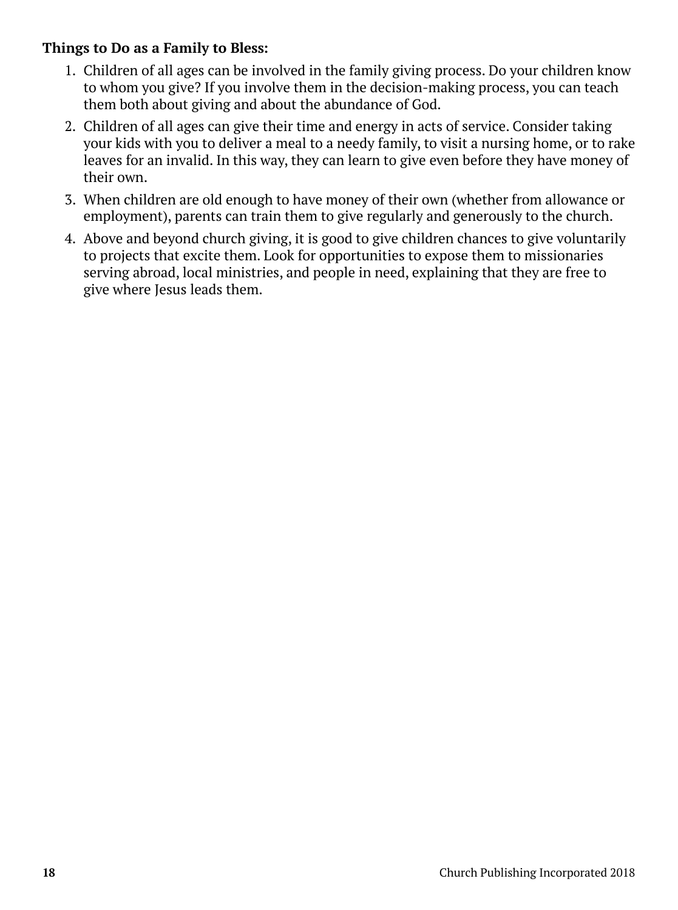**Things to Do as a Family to Bless:**

1. Children of all ages can be involved in the family giving process. Do your children know to whom you give? If you involve them in the decision-making process, you can teach them both about giving and about the abundance of God.
2. Children of all ages can give their time and energy in acts of service. Consider taking your kids with you to deliver a meal to a needy family, to visit a nursing home, or to rake leaves for an invalid. In this way, they can learn to give even before they have money of their own.
3. When children are old enough to have money of their own (whether from allowance or employment), parents can train them to give regularly and generously to the church.
4. Above and beyond church giving, it is good to give children chances to give voluntarily to projects that excite them. Look for opportunities to expose them to missionaries serving abroad, local ministries, and people in need, explaining that they are free to give where Jesus leads them.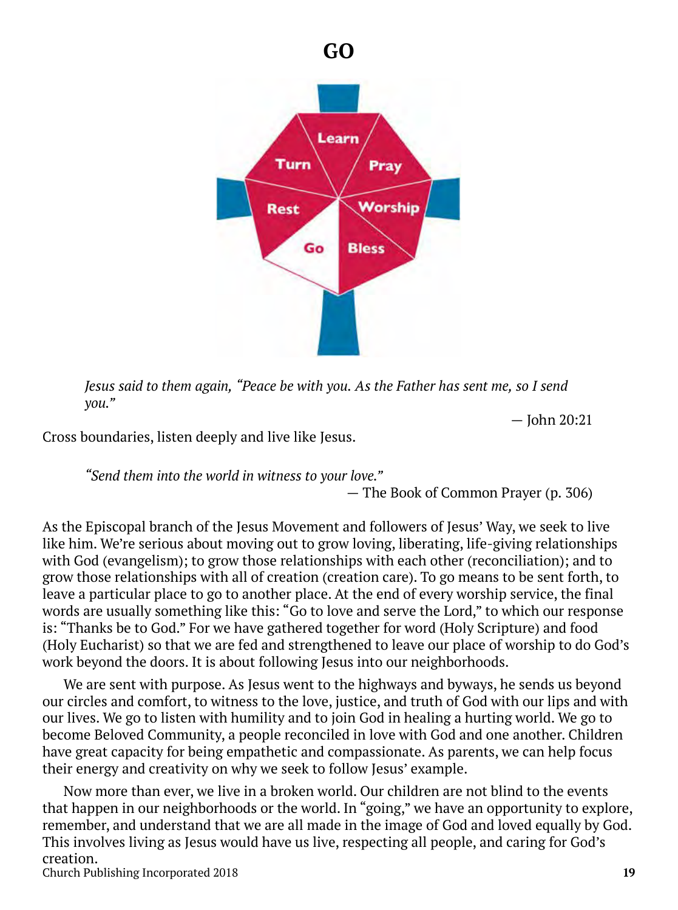# GO

*Jesus said to them again, "Peace be with you. As the Father has sent me, so I send you."*

— John 20:21

Cross boundaries, listen deeply and live like Jesus.

*"Send them into the world in witness to your love."*

— The Book of Common Prayer (p. 306)

As the Episcopal branch of the Jesus Movement and followers of Jesus' Way, we seek to live like him. We're serious about moving out to grow loving, liberating, life-giving relationships with God (evangelism); to grow those relationships with each other (reconciliation); and to grow those relationships with all of creation (creation care). To go means to be sent forth, to leave a particular place to go to another place. At the end of every worship service, the final words are usually something like this: "Go to love and serve the Lord," to which our response is: "Thanks be to God." For we have gathered together for word (Holy Scripture) and food (Holy Eucharist) so that we are fed and strengthened to leave our place of worship to do God's work beyond the doors. It is about following Jesus into our neighborhoods.

We are sent with purpose. As Jesus went to the highways and byways, he sends us beyond our circles and comfort, to witness to the love, justice, and truth of God with our lips and with our lives. We go to listen with humility and to join God in healing a hurting world. We go to become Beloved Community, a people reconciled in love with God and one another. Children have great capacity for being empathetic and compassionate. As parents, we can help focus their energy and creativity on why we seek to follow Jesus' example.

Now more than ever, we live in a broken world. Our children are not blind to the events that happen in our neighborhoods or the world. In "going," we have an opportunity to explore, remember, and understand that we are all made in the image of God and loved equally by God. This involves living as Jesus would have us live, respecting all people, and caring for God's creation.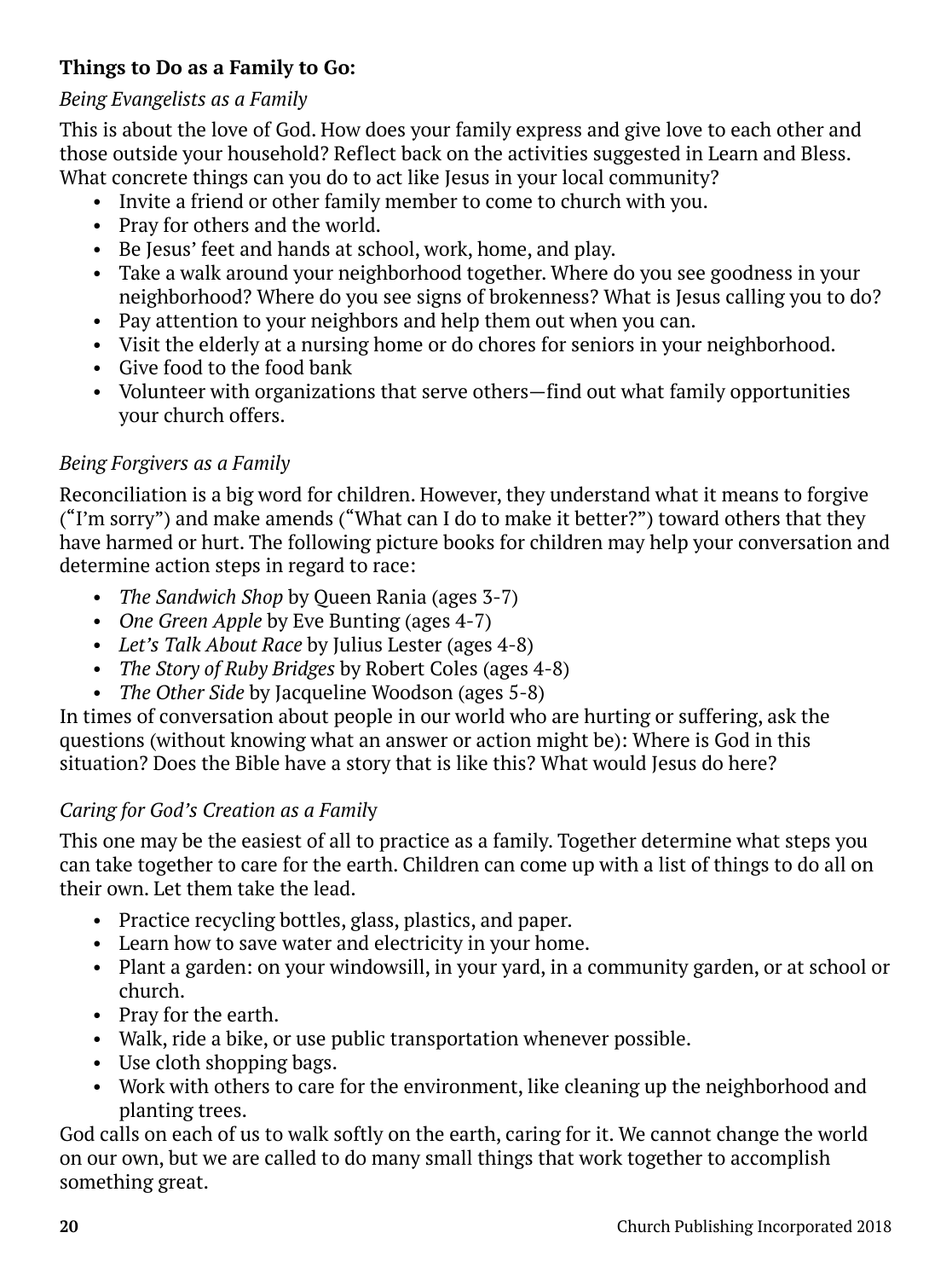**Things to Do as a Family to Go:**

*Being Evangelists as a Family*

This is about the love of God. How does your family express and give love to each other and those outside your household? Reflect back on the activities suggested in Learn and Bless. What concrete things can you do to act like Jesus in your local community?

- Invite a friend or other family member to come to church with you.
- Pray for others and the world.
- Be Jesus' feet and hands at school, work, home, and play.
- Take a walk around your neighborhood together. Where do you see goodness in your neighborhood? Where do you see signs of brokenness? What is Jesus calling you to do?
- Pay attention to your neighbors and help them out when you can.
- Visit the elderly at a nursing home or do chores for seniors in your neighborhood.
- Give food to the food bank
- Volunteer with organizations that serve others—find out what family opportunities your church offers.

*Being Forgivers as a Family*

Reconciliation is a big word for children. However, they understand what it means to forgive ("I'm sorry") and make amends ("What can I do to make it better?") toward others that they have harmed or hurt. The following picture books for children may help your conversation and determine action steps in regard to race:

- *The Sandwich Shop* by Queen Rania (ages 3-7)
- *One Green Apple* by Eve Bunting (ages 4-7)
- *Let's Talk About Race* by Julius Lester (ages 4-8)
- *The Story of Ruby Bridges* by Robert Coles (ages 4-8)
- *The Other Side* by Jacqueline Woodson (ages 5-8)

In times of conversation about people in our world who are hurting or suffering, ask the questions (without knowing what an answer or action might be): Where is God in this situation? Does the Bible have a story that is like this? What would Jesus do here?

*Caring for God's Creation as a Family*

This one may be the easiest of all to practice as a family. Together determine what steps you can take together to care for the earth. Children can come up with a list of things to do all on their own. Let them take the lead.

- Practice recycling bottles, glass, plastics, and paper.
- Learn how to save water and electricity in your home.
- Plant a garden: on your windowsill, in your yard, in a community garden, or at school or church.
- Pray for the earth.
- Walk, ride a bike, or use public transportation whenever possible.
- Use cloth shopping bags.
- Work with others to care for the environment, like cleaning up the neighborhood and planting trees.

God calls on each of us to walk softly on the earth, caring for it. We cannot change the world on our own, but we are called to do many small things that work together to accomplish something great.

Church Publishing Incorporated 2018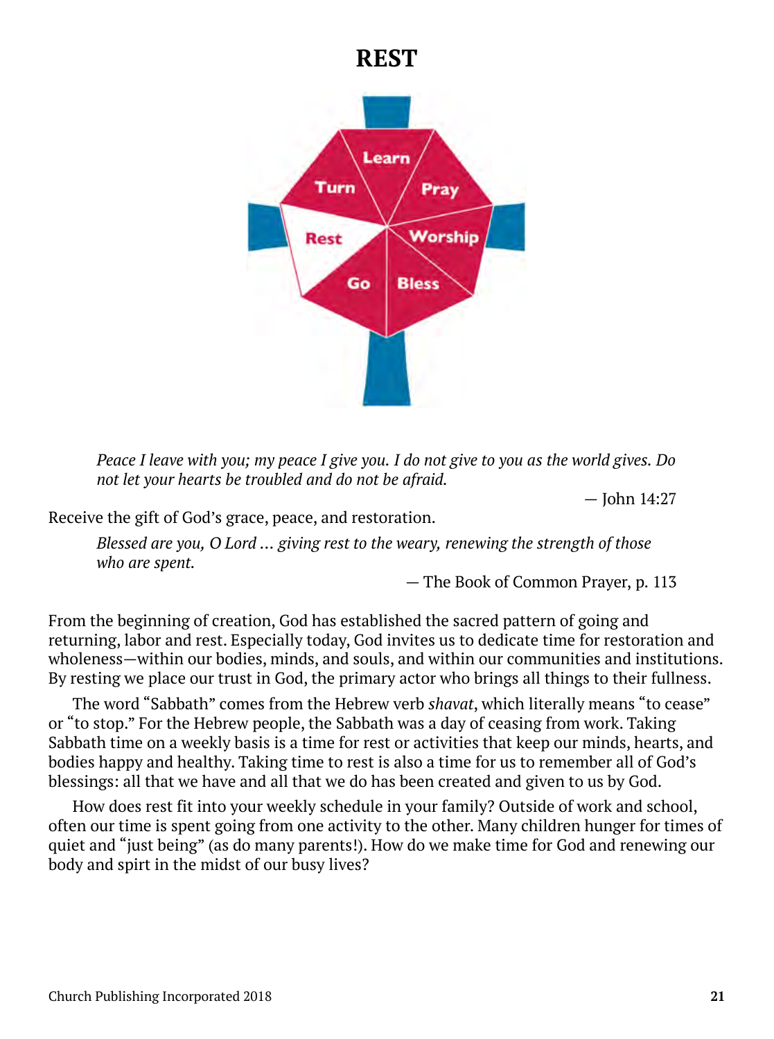# REST

> *Peace I leave with you; my peace I give you. I do not give to you as the world gives. Do not let your hearts be troubled and do not be afraid.*
>
> — John 14:27

Receive the gift of God's grace, peace, and restoration.

> *Blessed are you, O Lord … giving rest to the weary, renewing the strength of those who are spent.*
>
> — The Book of Common Prayer, p. 113

From the beginning of creation, God has established the sacred pattern of going and returning, labor and rest. Especially today, God invites us to dedicate time for restoration and wholeness—within our bodies, minds, and souls, and within our communities and institutions. By resting we place our trust in God, the primary actor who brings all things to their fullness.

The word "Sabbath" comes from the Hebrew verb *shavat*, which literally means "to cease" or "to stop." For the Hebrew people, the Sabbath was a day of ceasing from work. Taking Sabbath time on a weekly basis is a time for rest or activities that keep our minds, hearts, and bodies happy and healthy. Taking time to rest is also a time for us to remember all of God's blessings: all that we have and all that we do has been created and given to us by God.

How does rest fit into your weekly schedule in your family? Outside of work and school, often our time is spent going from one activity to the other. Many children hunger for times of quiet and "just being" (as do many parents!). How do we make time for God and renewing our body and spirt in the midst of our busy lives?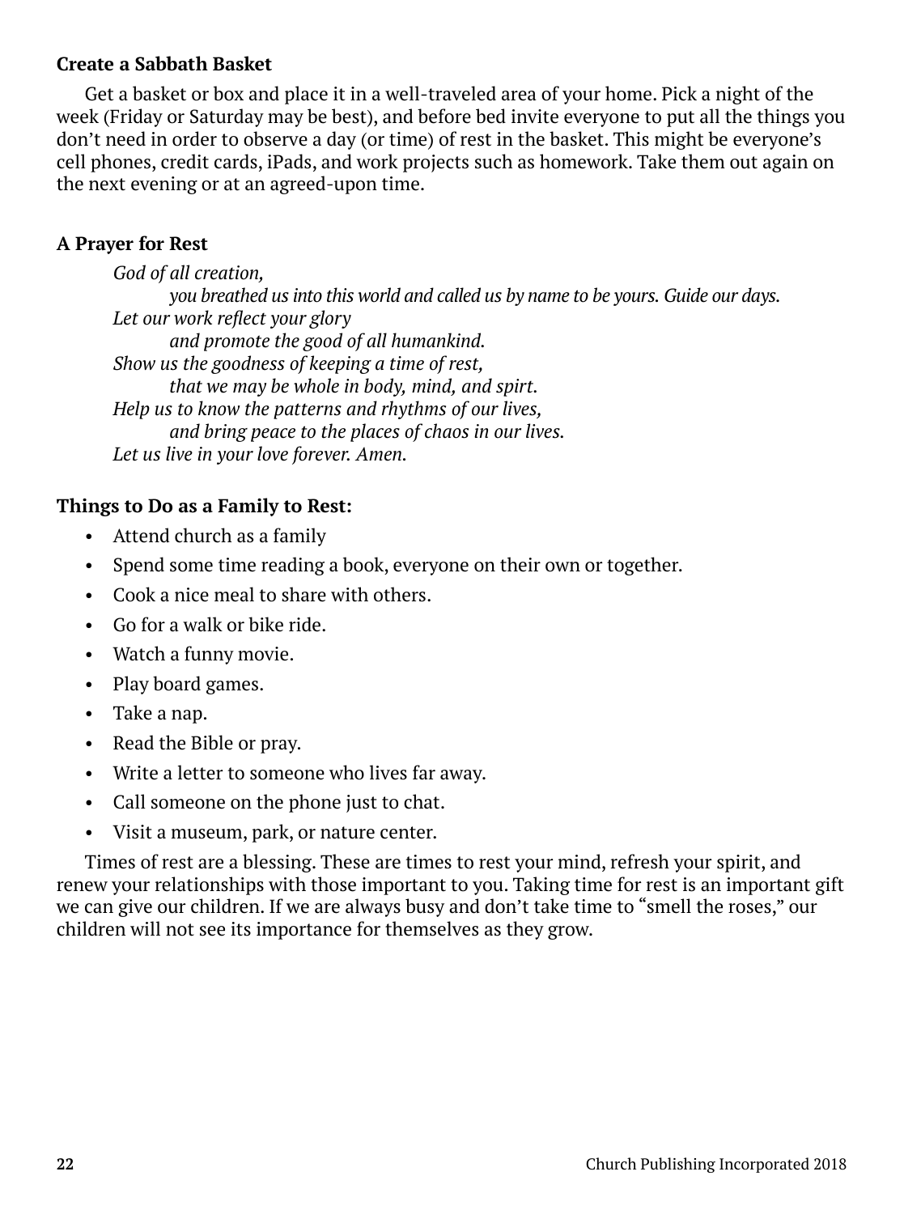**Create a Sabbath Basket**

Get a basket or box and place it in a well-traveled area of your home. Pick a night of the week (Friday or Saturday may be best), and before bed invite everyone to put all the things you don't need in order to observe a day (or time) of rest in the basket. This might be everyone's cell phones, credit cards, iPads, and work projects such as homework. Take them out again on the next evening or at an agreed-upon time.

**A Prayer for Rest**

*God of all creation,*
*you breathed us into this world and called us by name to be yours. Guide our days.*
*Let our work reflect your glory*
*and promote the good of all humankind.*
*Show us the goodness of keeping a time of rest,*
*that we may be whole in body, mind, and spirt.*
*Help us to know the patterns and rhythms of our lives,*
*and bring peace to the places of chaos in our lives.*
*Let us live in your love forever. Amen.*

**Things to Do as a Family to Rest:**

- Attend church as a family
- Spend some time reading a book, everyone on their own or together.
- Cook a nice meal to share with others.
- Go for a walk or bike ride.
- Watch a funny movie.
- Play board games.
- Take a nap.
- Read the Bible or pray.
- Write a letter to someone who lives far away.
- Call someone on the phone just to chat.
- Visit a museum, park, or nature center.

Times of rest are a blessing. These are times to rest your mind, refresh your spirit, and renew your relationships with those important to you. Taking time for rest is an important gift we can give our children. If we are always busy and don't take time to "smell the roses," our children will not see its importance for themselves as they grow.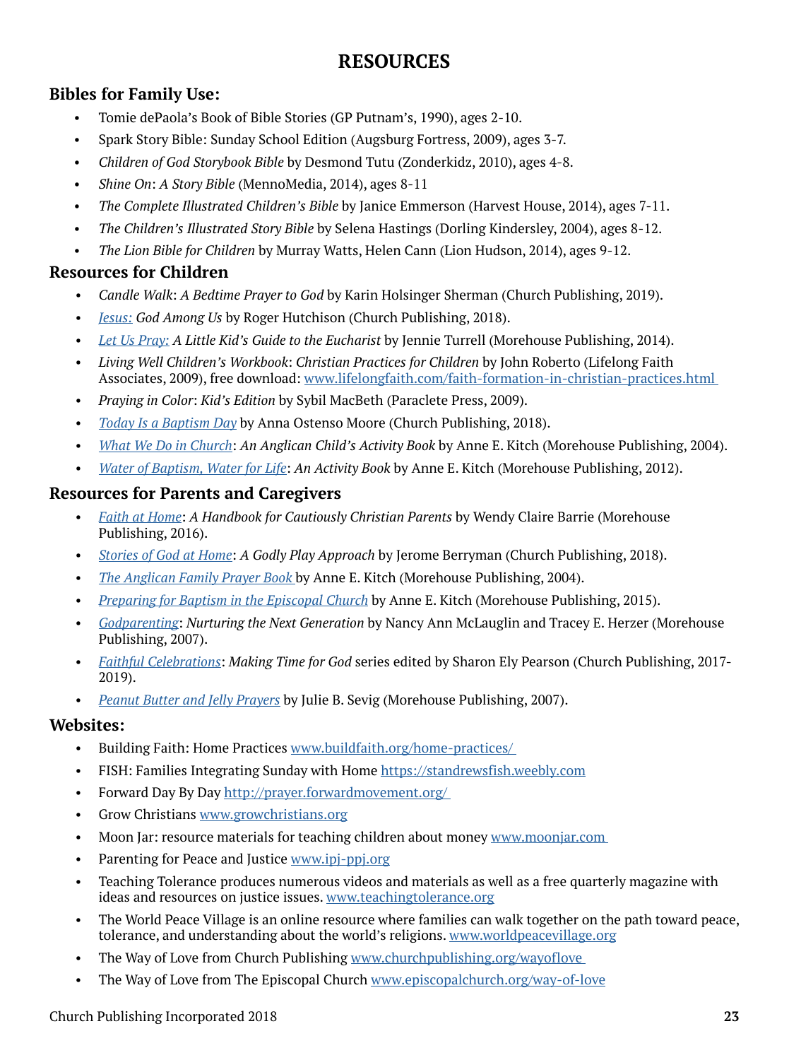# RESOURCES

## Bibles for Family Use:

- Tomie dePaola's Book of Bible Stories (GP Putnam's, 1990), ages 2-10.
- Spark Story Bible: Sunday School Edition (Augsburg Fortress, 2009), ages 3-7.
- *Children of God Storybook Bible* by Desmond Tutu (Zonderkidz, 2010), ages 4-8.
- *Shine On*: *A Story Bible* (MennoMedia, 2014), ages 8-11
- *The Complete Illustrated Children's Bible* by Janice Emmerson (Harvest House, 2014), ages 7-11.
- *The Children's Illustrated Story Bible* by Selena Hastings (Dorling Kindersley, 2004), ages 8-12.
- *The Lion Bible for Children* by Murray Watts, Helen Cann (Lion Hudson, 2014), ages 9-12.

## Resources for Children

- *Candle Walk*: *A Bedtime Prayer to God* by Karin Holsinger Sherman (Church Publishing, 2019).
- *Jesus: God Among Us* by Roger Hutchison (Church Publishing, 2018).
- *Let Us Pray: A Little Kid's Guide to the Eucharist* by Jennie Turrell (Morehouse Publishing, 2014).
- *Living Well Children's Workbook*: *Christian Practices for Children* by John Roberto (Lifelong Faith Associates, 2009), free download: www.lifelongfaith.com/faith-formation-in-christian-practices.html
- *Praying in Color*: *Kid's Edition* by Sybil MacBeth (Paraclete Press, 2009).
- *Today Is a Baptism Day* by Anna Ostenso Moore (Church Publishing, 2018).
- *What We Do in Church*: *An Anglican Child's Activity Book* by Anne E. Kitch (Morehouse Publishing, 2004).
- *Water of Baptism, Water for Life*: *An Activity Book* by Anne E. Kitch (Morehouse Publishing, 2012).

## Resources for Parents and Caregivers

- *Faith at Home*: *A Handbook for Cautiously Christian Parents* by Wendy Claire Barrie (Morehouse Publishing, 2016).
- *Stories of God at Home*: *A Godly Play Approach* by Jerome Berryman (Church Publishing, 2018).
- *The Anglican Family Prayer Book* by Anne E. Kitch (Morehouse Publishing, 2004).
- *Preparing for Baptism in the Episcopal Church* by Anne E. Kitch (Morehouse Publishing, 2015).
- *Godparenting*: *Nurturing the Next Generation* by Nancy Ann McLaughlin and Tracey E. Herzer (Morehouse Publishing, 2007).
- *Faithful Celebrations*: *Making Time for God* series edited by Sharon Ely Pearson (Church Publishing, 2017-2019).
- *Peanut Butter and Jelly Prayers* by Julie B. Sevig (Morehouse Publishing, 2007).

## Websites:

- Building Faith: Home Practices www.buildfaith.org/home-practices/
- FISH: Families Integrating Sunday with Home https://standrewsfish.weebly.com
- Forward Day By Day http://prayer.forwardmovement.org/
- Grow Christians www.growchristians.org
- Moon Jar: resource materials for teaching children about money www.moonjar.com
- Parenting for Peace and Justice www.ipj-ppj.org
- Teaching Tolerance produces numerous videos and materials as well as a free quarterly magazine with ideas and resources on justice issues. www.teachingtolerance.org
- The World Peace Village is an online resource where families can walk together on the path toward peace, tolerance, and understanding about the world's religions. www.worldpeacevillage.org
- The Way of Love from Church Publishing www.churchpublishing.org/wayoflove
- The Way of Love from The Episcopal Church www.episcopalchurch.org/way-of-love

Church Publishing Incorporated 2018